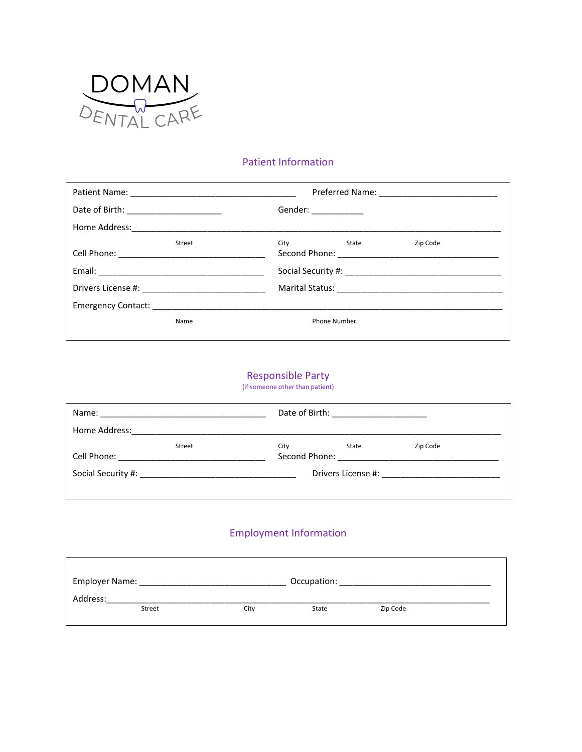DOMAN
DENTAL CARE

## Patient Information

Patient Name: ___________________________________ Preferred Name: _________________________

Date of Birth: ____________________ Gender: ___________

Home Address:_____________________________________________________________________________

Street City State Zip Code

Cell Phone: _______________________________ Second Phone: __________________________________

Email: ___________________________________ Social Security #: _________________________________

Drivers License #: __________________________ Marital Status: __________________________________

Emergency Contact: _________________________________________________________________________

Name Phone Number

## Responsible Party

(if someone other than patient)

Name: ___________________________________ Date of Birth: ____________________

Home Address:_____________________________________________________________________________

Street City State Zip Code

Cell Phone: _______________________________ Second Phone: __________________________________

Social Security #: _________________________________ Drivers License #: _________________________

## Employment Information

Employer Name: _______________________________ Occupation: ________________________________

Address:__________________________________________________________________________________

Street City State Zip Code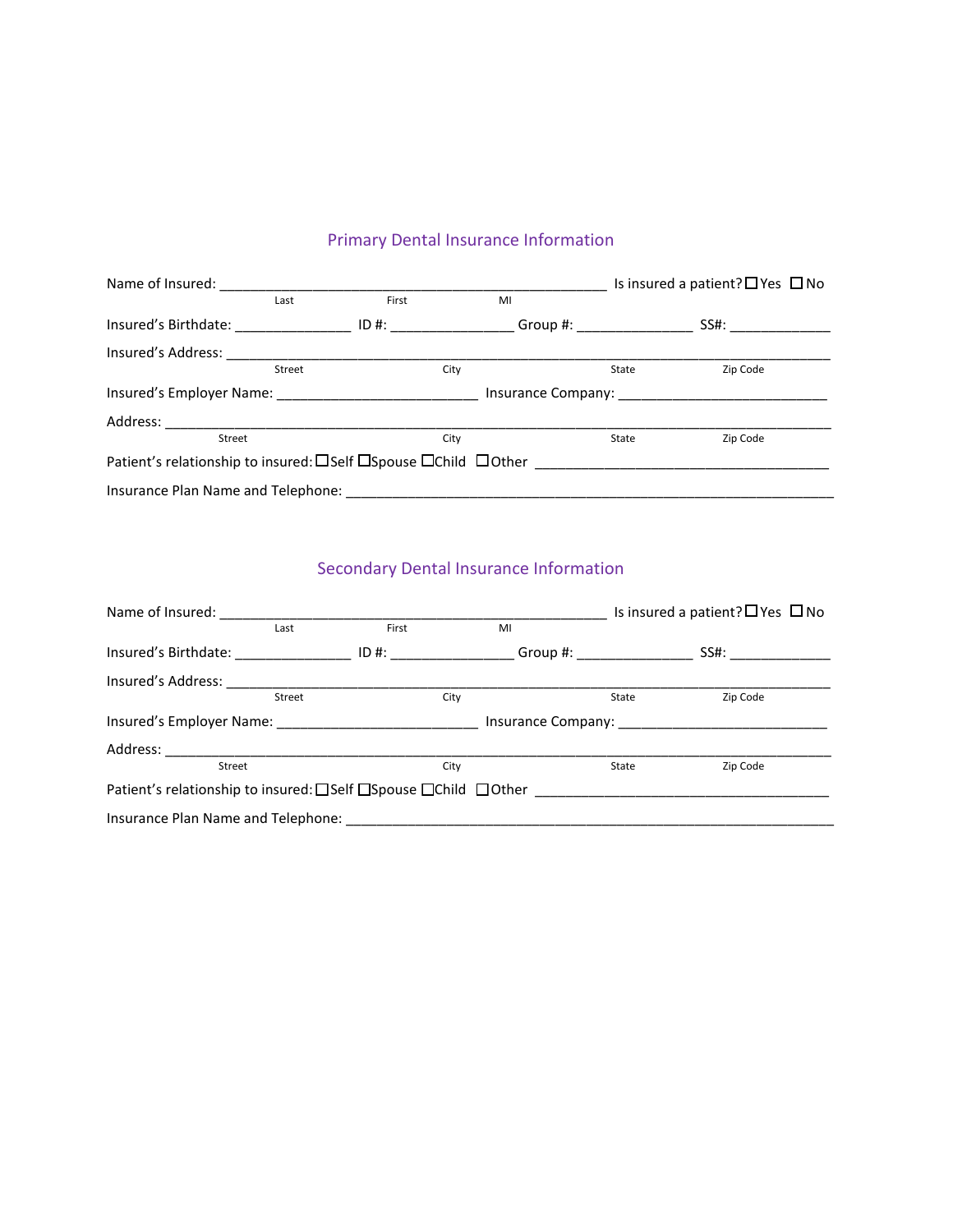## Primary Dental Insurance Information

Name of Insured: ______________________________________________ Is insured a patient? ☐ Yes ☐ No
Last First MI

Insured's Birthdate: _____________ ID #: ______________ Group #: ______________ SS#: ____________

Insured's Address: ______________________________________________________________________
Street City State Zip Code

Insured's Employer Name: ________________________ Insurance Company: _________________________

Address: ___________________________________________________________________________
Street City State Zip Code

Patient's relationship to insured: ☐Self ☐Spouse ☐Child ☐Other ____________________________________

Insurance Plan Name and Telephone: ___________________________________________________________

## Secondary Dental Insurance Information

Name of Insured: ______________________________________________ Is insured a patient? ☐ Yes ☐ No
Last First MI

Insured's Birthdate: _____________ ID #: ______________ Group #: ______________ SS#: ____________

Insured's Address: ______________________________________________________________________
Street City State Zip Code

Insured's Employer Name: ________________________ Insurance Company: _________________________

Address: ___________________________________________________________________________
Street City State Zip Code

Patient's relationship to insured: ☐Self ☐Spouse ☐Child ☐Other ____________________________________

Insurance Plan Name and Telephone: ___________________________________________________________